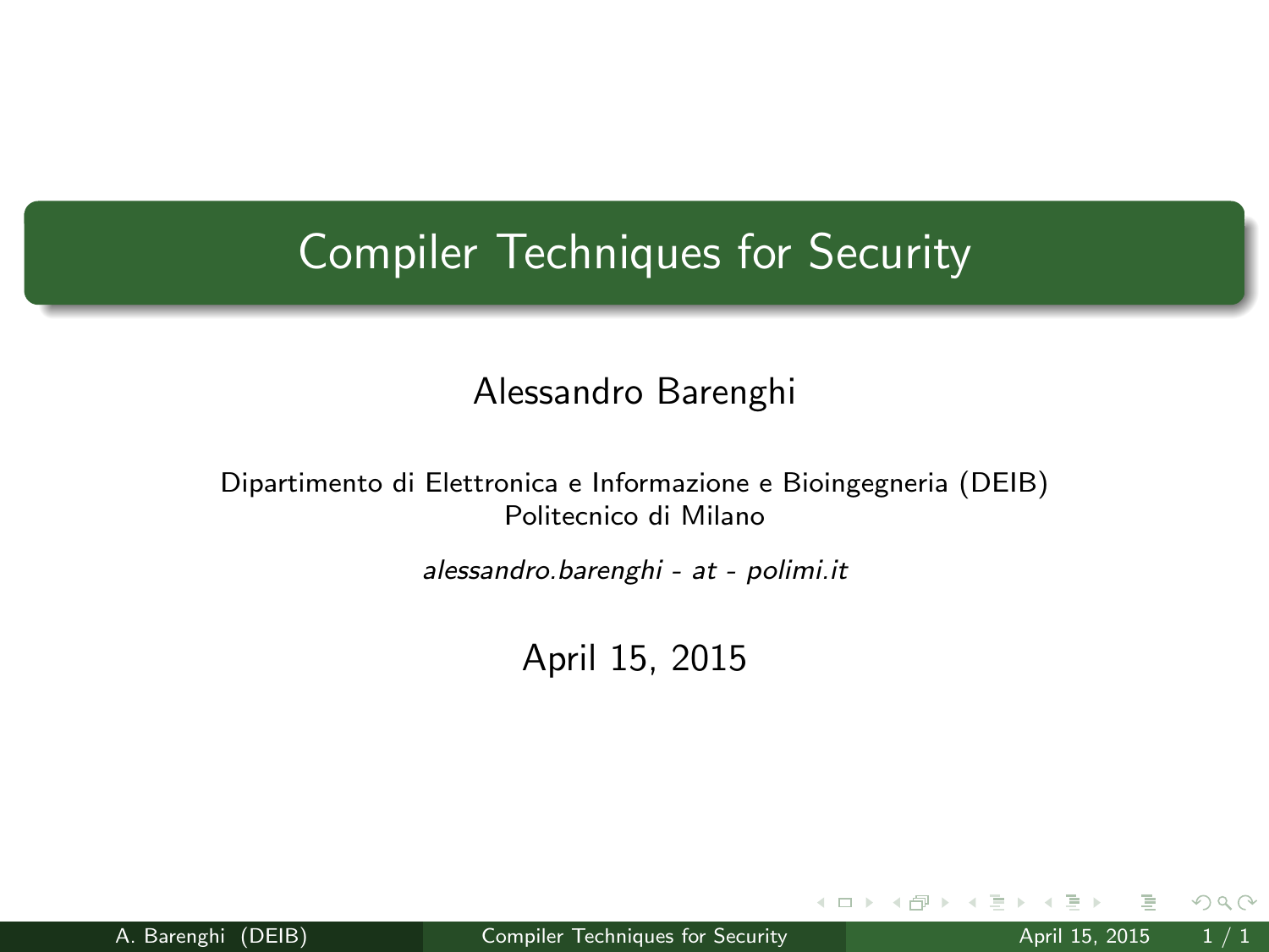# Compiler Techniques for Security

Alessandro Barenghi

Dipartimento di Elettronica e Informazione e Bioingegneria (DEIB)
Politecnico di Milano

*alessandro.barenghi - at - polimi.it*

April 15, 2015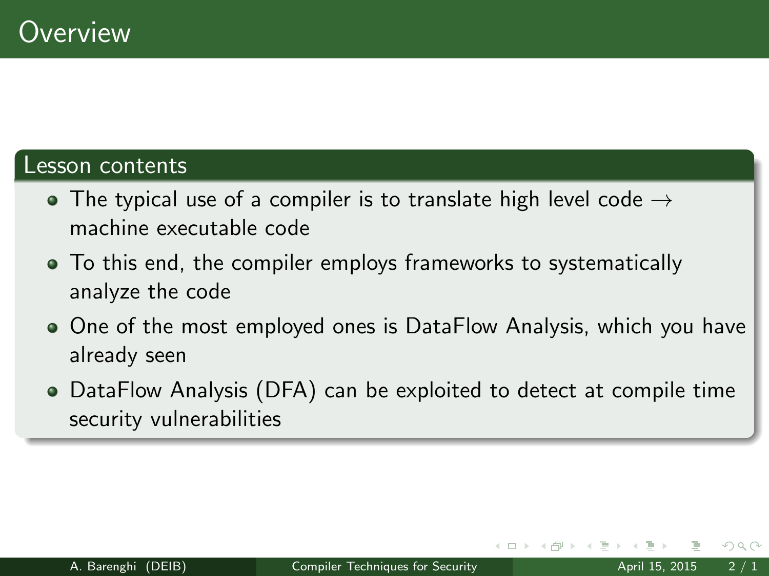# Overview

## Lesson contents

- The typical use of a compiler is to translate high level code $\rightarrow$ machine executable code
- To this end, the compiler employs frameworks to systematically analyze the code
- One of the most employed ones is DataFlow Analysis, which you have already seen
- DataFlow Analysis (DFA) can be exploited to detect at compile time security vulnerabilities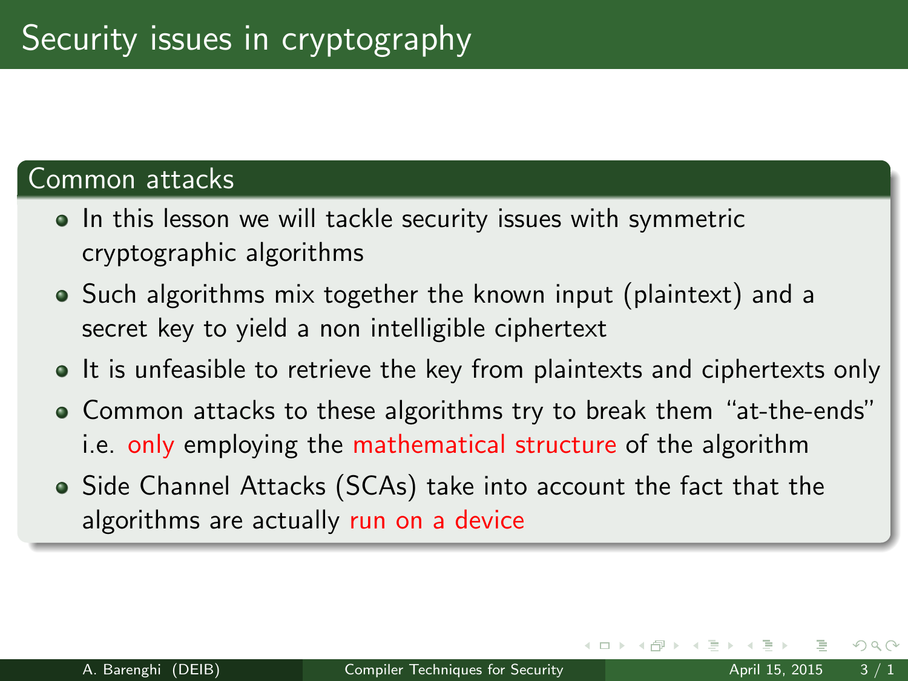# Security issues in cryptography

## Common attacks

- In this lesson we will tackle security issues with symmetric cryptographic algorithms
- Such algorithms mix together the known input (plaintext) and a secret key to yield a non intelligible ciphertext
- It is unfeasible to retrieve the key from plaintexts and ciphertexts only
- Common attacks to these algorithms try to break them "at-the-ends" i.e. only employing the mathematical structure of the algorithm
- Side Channel Attacks (SCAs) take into account the fact that the algorithms are actually run on a device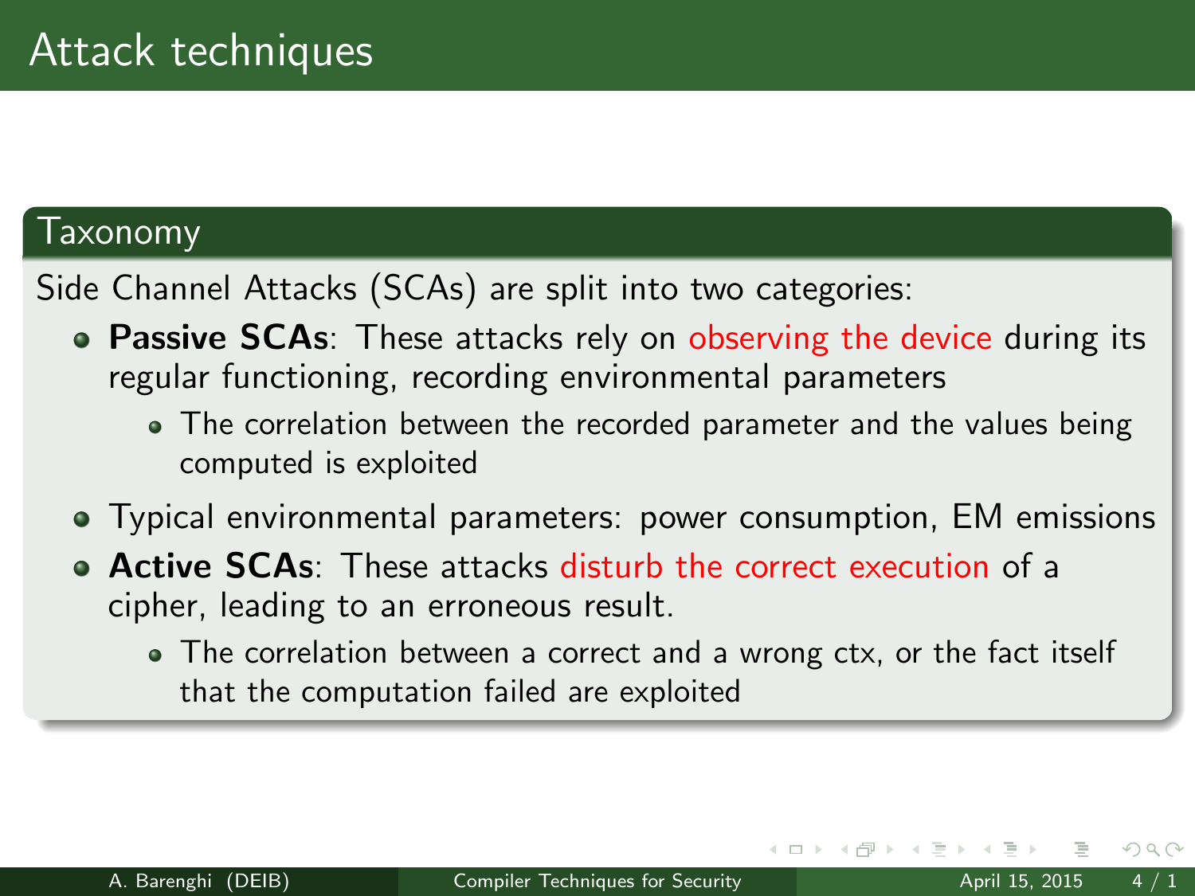# Attack techniques

## Taxonomy

Side Channel Attacks (SCAs) are split into two categories:

- **Passive SCAs**: These attacks rely on observing the device during its regular functioning, recording environmental parameters
  - The correlation between the recorded parameter and the values being computed is exploited
- Typical environmental parameters: power consumption, EM emissions
- **Active SCAs**: These attacks disturb the correct execution of a cipher, leading to an erroneous result.
  - The correlation between a correct and a wrong ctx, or the fact itself that the computation failed are exploited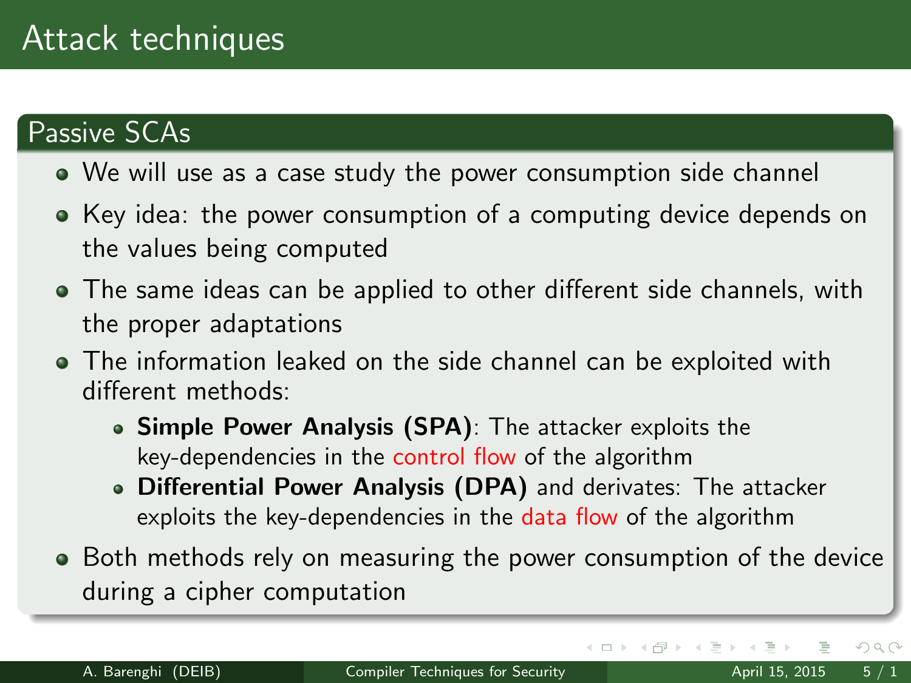# Attack techniques

## Passive SCAs

- We will use as a case study the power consumption side channel
- Key idea: the power consumption of a computing device depends on the values being computed
- The same ideas can be applied to other different side channels, with the proper adaptations
- The information leaked on the side channel can be exploited with different methods:
  - **Simple Power Analysis (SPA)**: The attacker exploits the key-dependencies in the control flow of the algorithm
  - **Differential Power Analysis (DPA)** and derivates: The attacker exploits the key-dependencies in the data flow of the algorithm
- Both methods rely on measuring the power consumption of the device during a cipher computation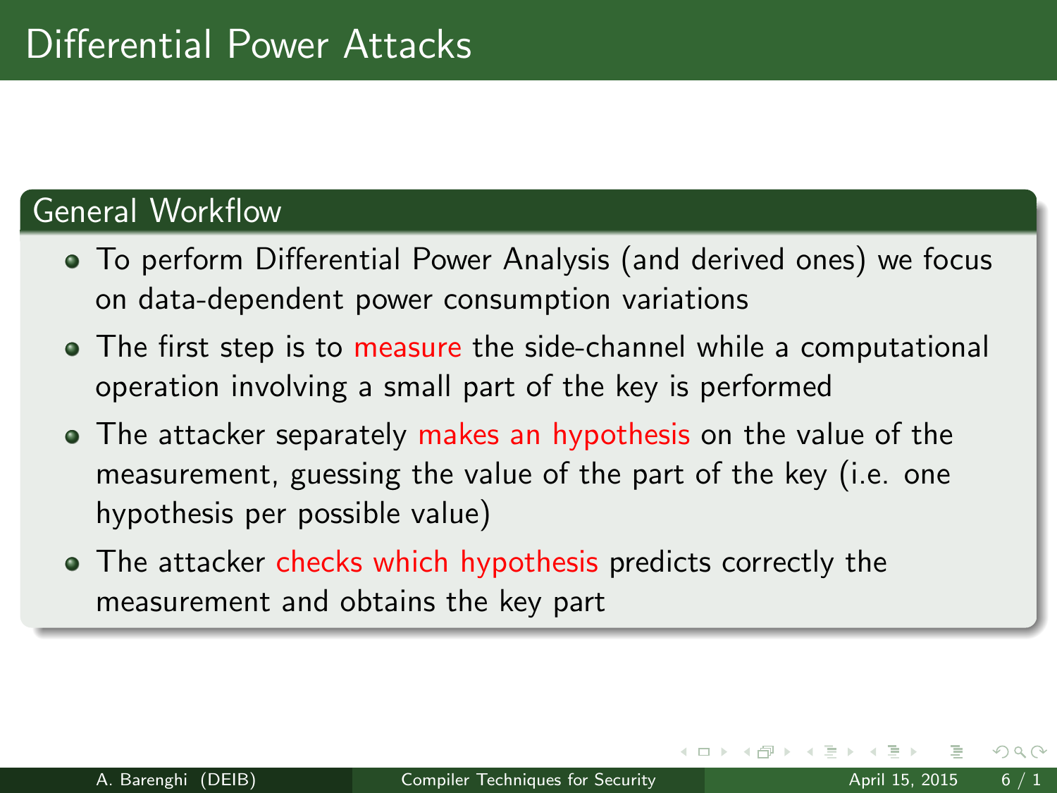# Differential Power Attacks

## General Workflow

- To perform Differential Power Analysis (and derived ones) we focus on data-dependent power consumption variations
- The first step is to measure the side-channel while a computational operation involving a small part of the key is performed
- The attacker separately makes an hypothesis on the value of the measurement, guessing the value of the part of the key (i.e. one hypothesis per possible value)
- The attacker checks which hypothesis predicts correctly the measurement and obtains the key part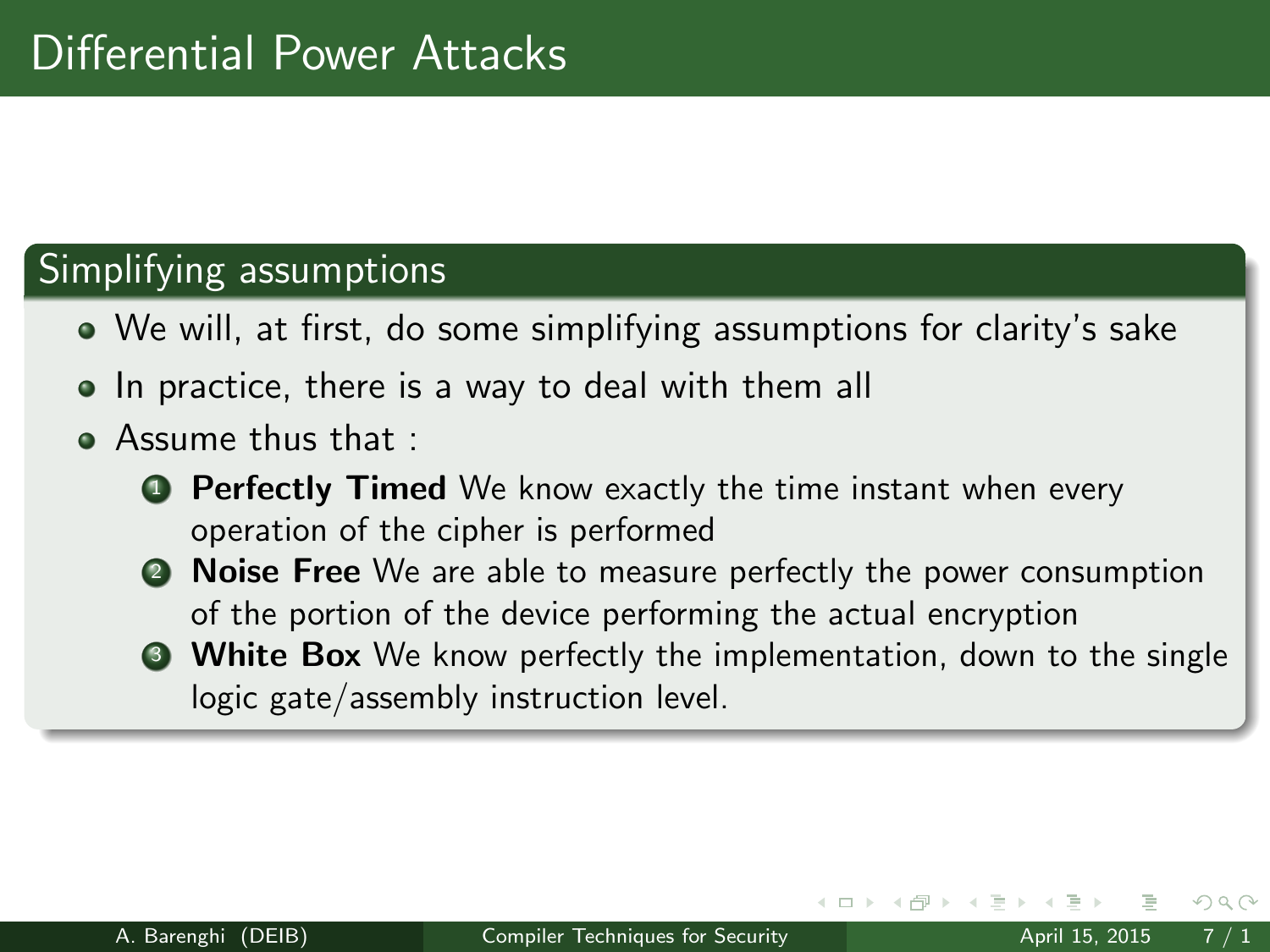# Differential Power Attacks

## Simplifying assumptions

- We will, at first, do some simplifying assumptions for clarity's sake
- In practice, there is a way to deal with them all
- Assume thus that :
  1. **Perfectly Timed** We know exactly the time instant when every operation of the cipher is performed
  2. **Noise Free** We are able to measure perfectly the power consumption of the portion of the device performing the actual encryption
  3. **White Box** We know perfectly the implementation, down to the single logic gate/assembly instruction level.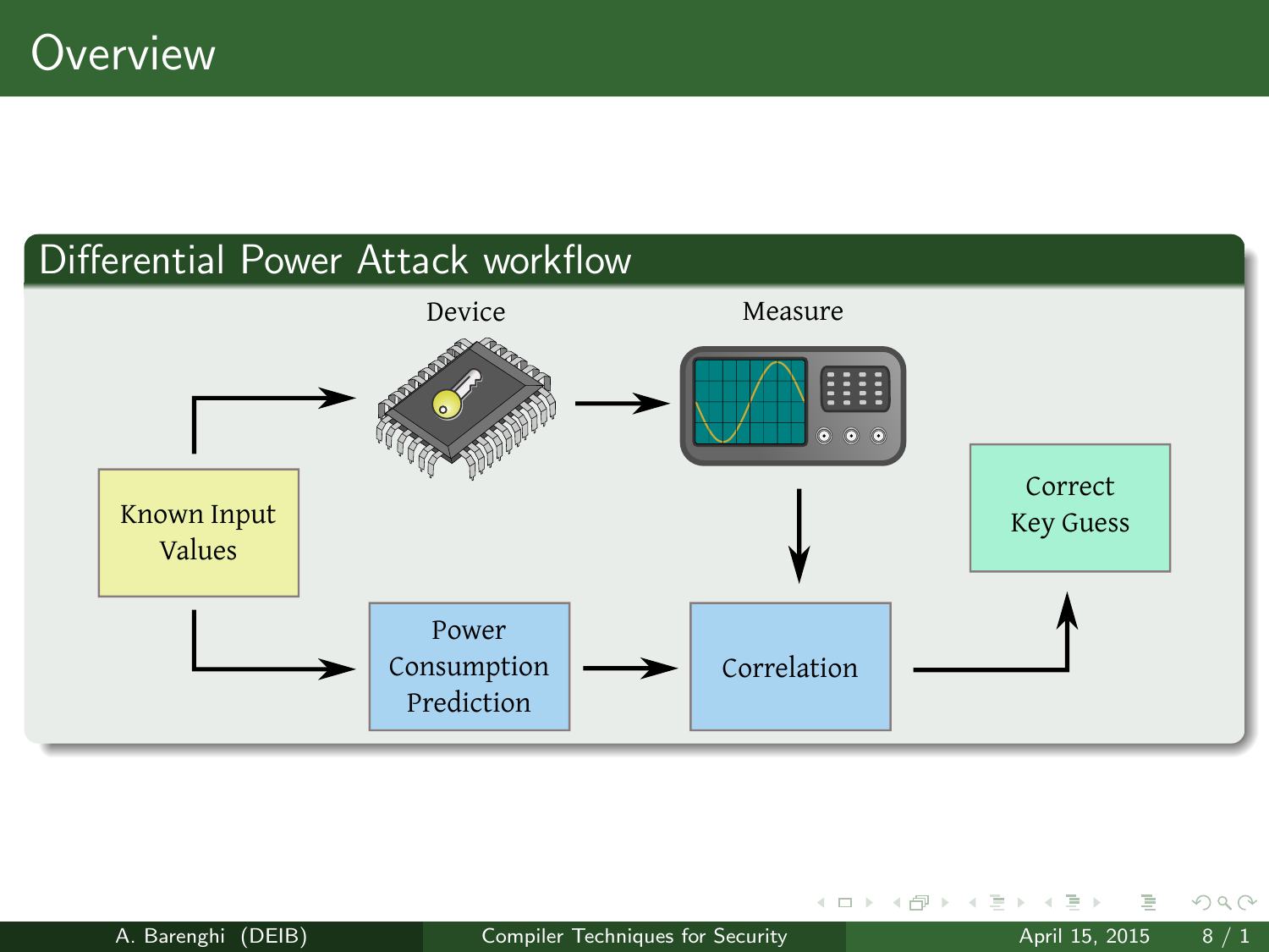# Overview

## Differential Power Attack workflow

Device

Measure

Known Input Values

Power Consumption Prediction

Correlation

Correct Key Guess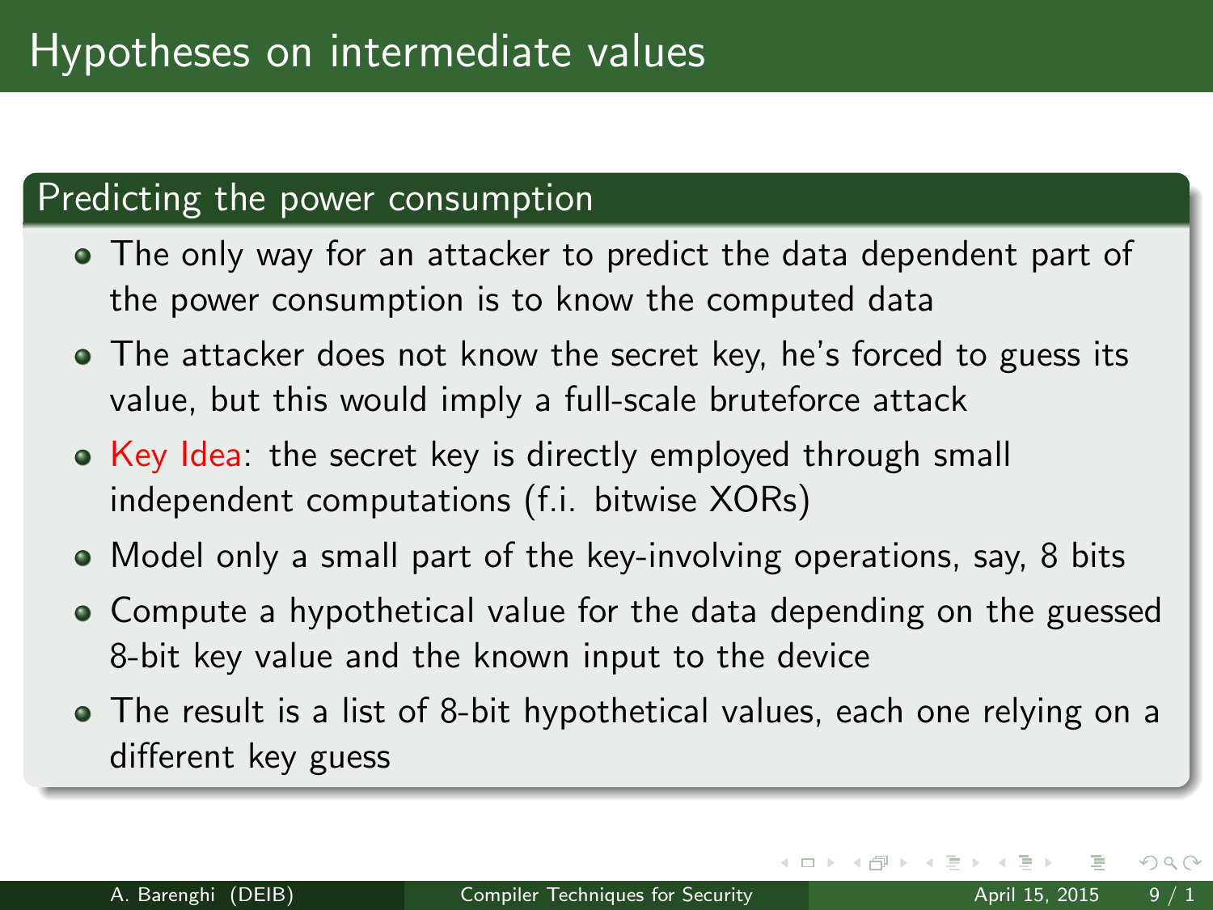# Hypotheses on intermediate values

## Predicting the power consumption

- The only way for an attacker to predict the data dependent part of the power consumption is to know the computed data
- The attacker does not know the secret key, he's forced to guess its value, but this would imply a full-scale bruteforce attack
- Key Idea: the secret key is directly employed through small independent computations (f.i. bitwise XORs)
- Model only a small part of the key-involving operations, say, 8 bits
- Compute a hypothetical value for the data depending on the guessed 8-bit key value and the known input to the device
- The result is a list of 8-bit hypothetical values, each one relying on a different key guess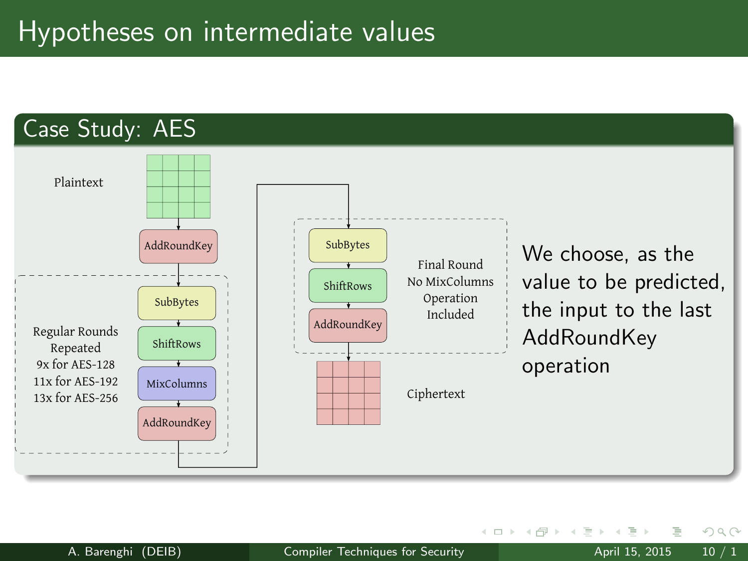# Hypotheses on intermediate values

## Case Study: AES

Plaintext

AddRoundKey

Regular Rounds
Repeated
9x for AES-128
11x for AES-192
13x for AES-256

SubBytes

ShiftRows

MixColumns

AddRoundKey

SubBytes

ShiftRows

AddRoundKey

Final Round
No MixColumns
Operation
Included

Ciphertext

We choose, as the value to be predicted, the input to the last AddRoundKey operation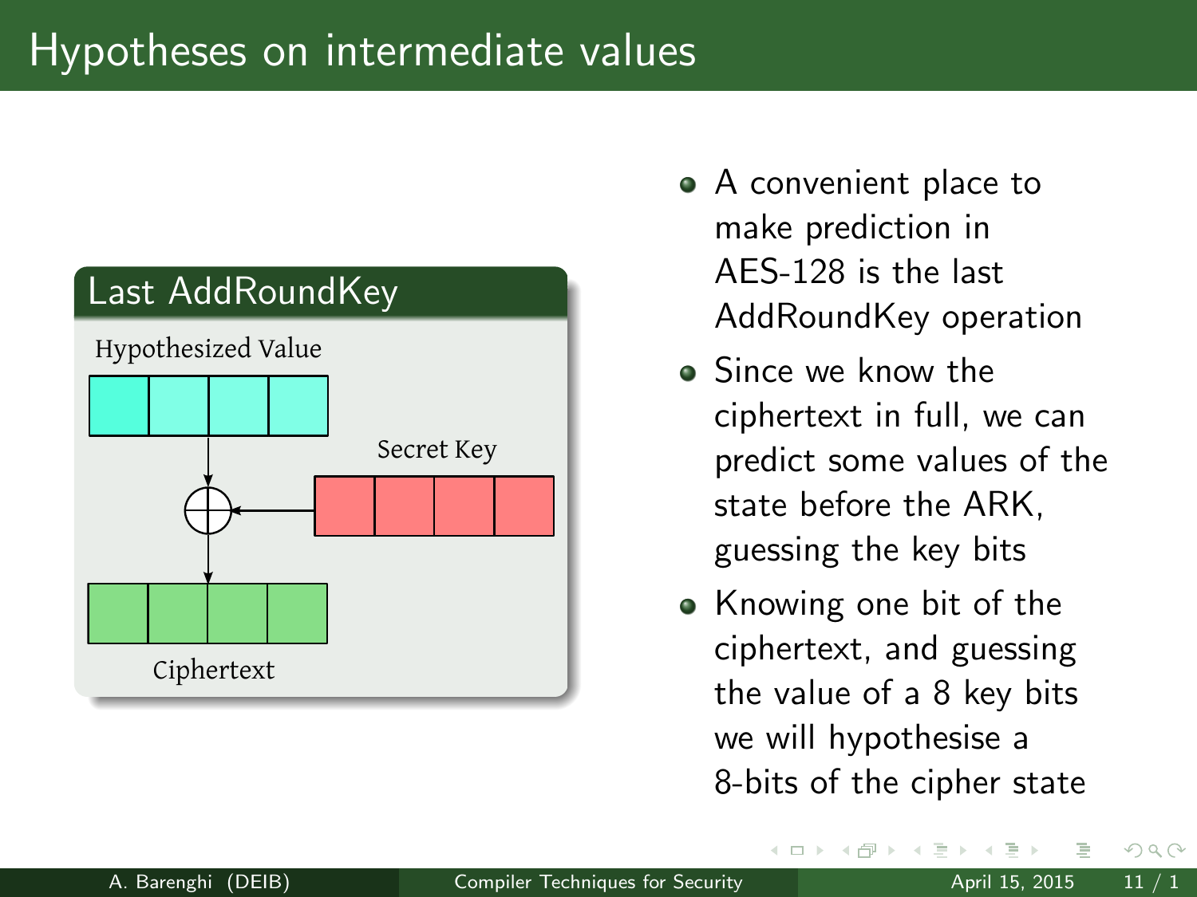# Hypotheses on intermediate values

**Last AddRoundKey**

Hypothesized Value

Secret Key

Ciphertext

- A convenient place to make prediction in AES-128 is the last AddRoundKey operation
- Since we know the ciphertext in full, we can predict some values of the state before the ARK, guessing the key bits
- Knowing one bit of the ciphertext, and guessing the value of a 8 key bits we will hypothesise a 8-bits of the cipher state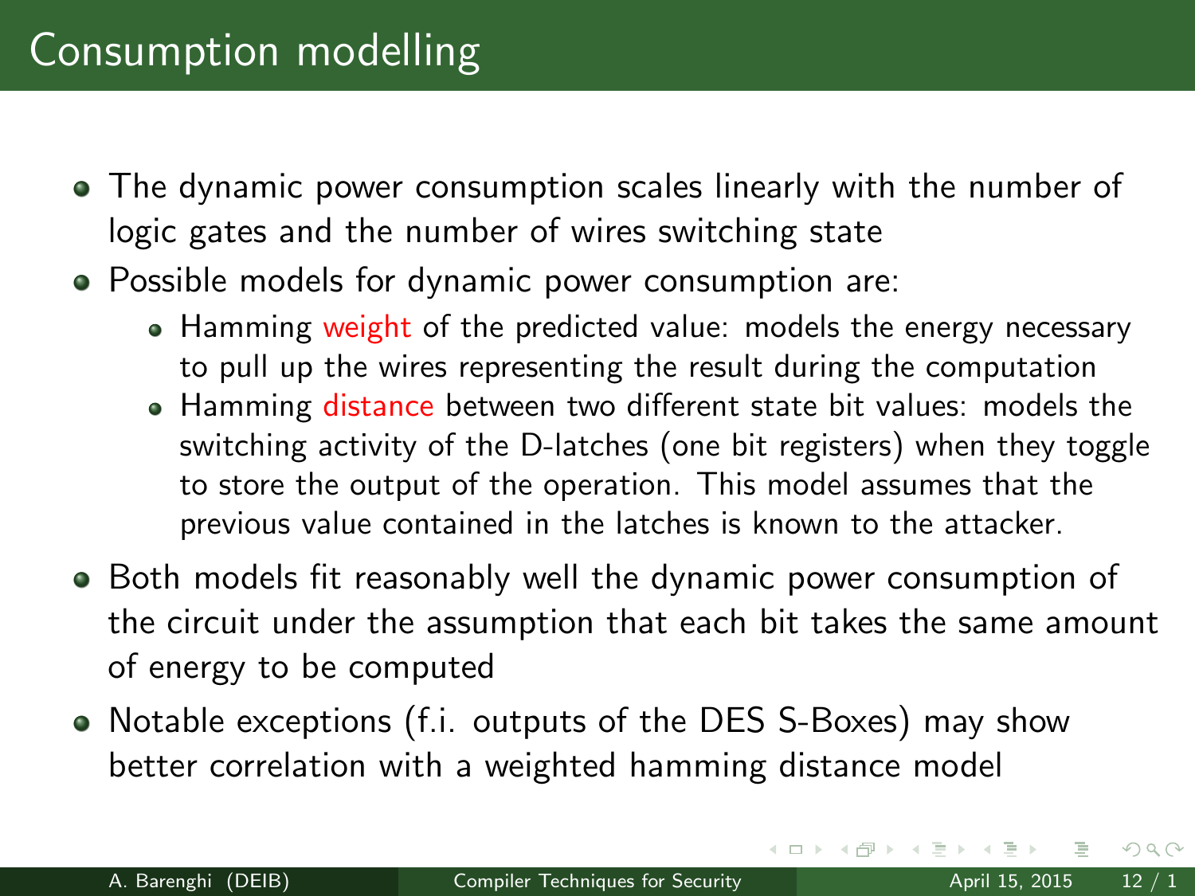# Consumption modelling

- The dynamic power consumption scales linearly with the number of logic gates and the number of wires switching state
- Possible models for dynamic power consumption are:
  - Hamming weight of the predicted value: models the energy necessary to pull up the wires representing the result during the computation
  - Hamming distance between two different state bit values: models the switching activity of the D-latches (one bit registers) when they toggle to store the output of the operation. This model assumes that the previous value contained in the latches is known to the attacker.
- Both models fit reasonably well the dynamic power consumption of the circuit under the assumption that each bit takes the same amount of energy to be computed
- Notable exceptions (f.i. outputs of the DES S-Boxes) may show better correlation with a weighted hamming distance model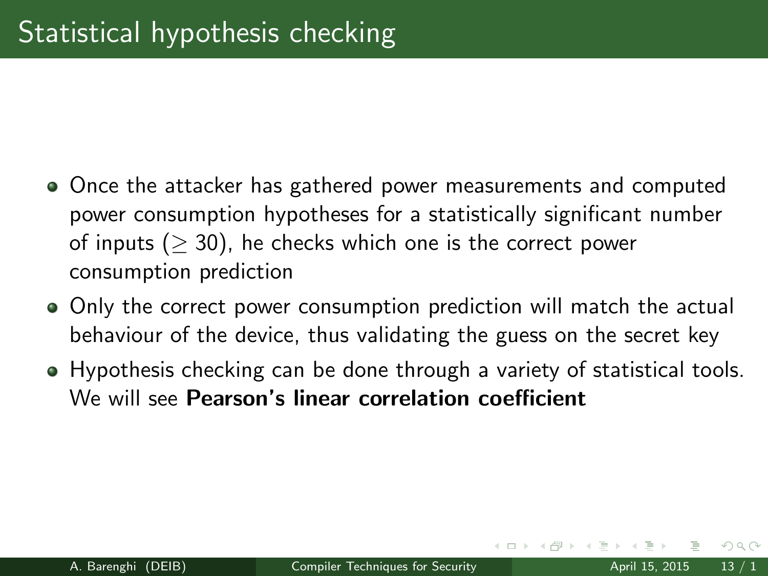# Statistical hypothesis checking

- Once the attacker has gathered power measurements and computed power consumption hypotheses for a statistically significant number of inputs ($\geq 30$), he checks which one is the correct power consumption prediction
- Only the correct power consumption prediction will match the actual behaviour of the device, thus validating the guess on the secret key
- Hypothesis checking can be done through a variety of statistical tools. We will see **Pearson's linear correlation coefficient**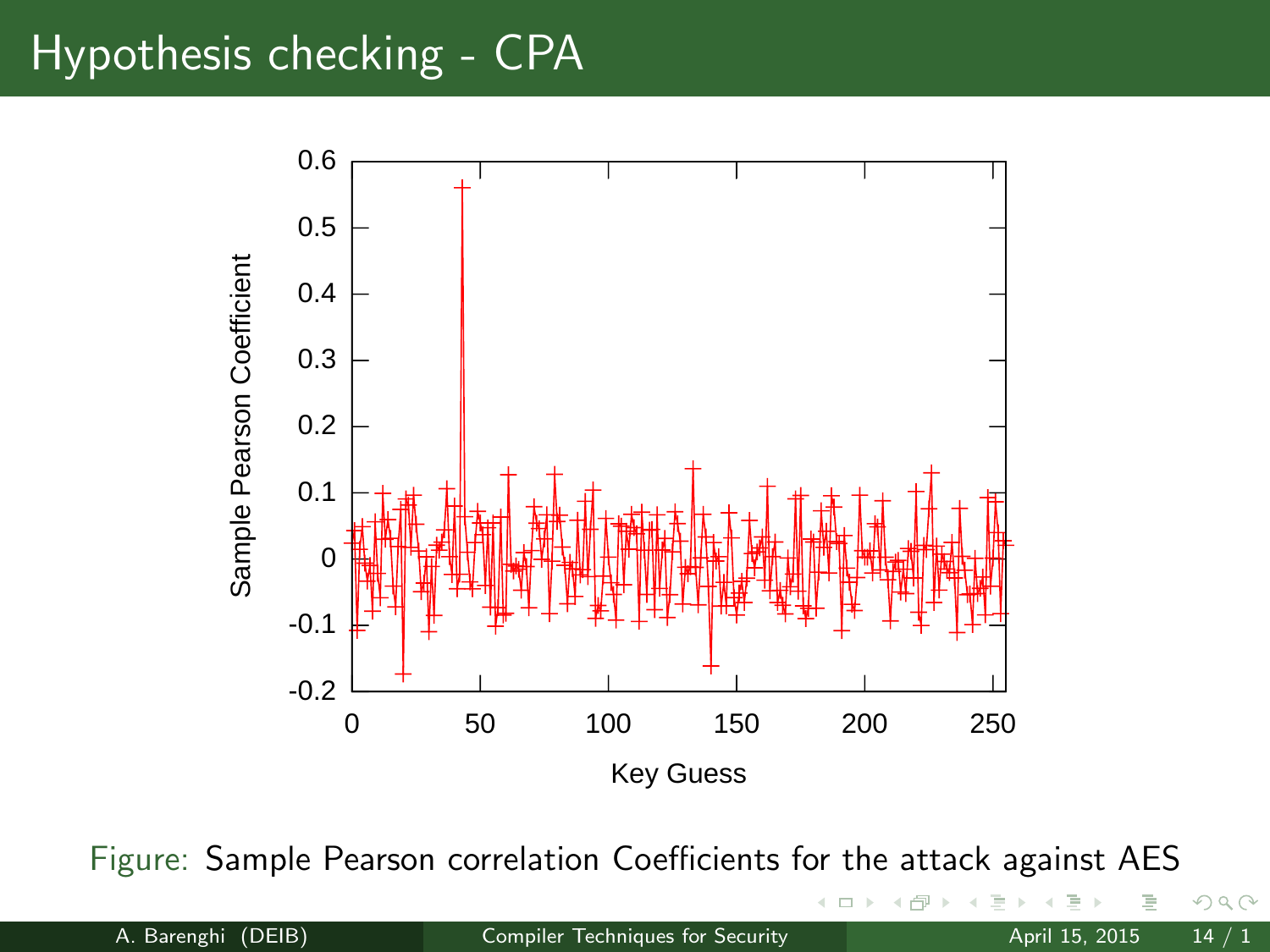# Hypothesis checking - CPA

0.6
0.5
0.4
0.3
0.2
0.1
0
-0.1
-0.2

Sample Pearson Coefficient

0
50
100
150
200
250

Key Guess

Figure: Sample Pearson correlation Coefficients for the attack against AES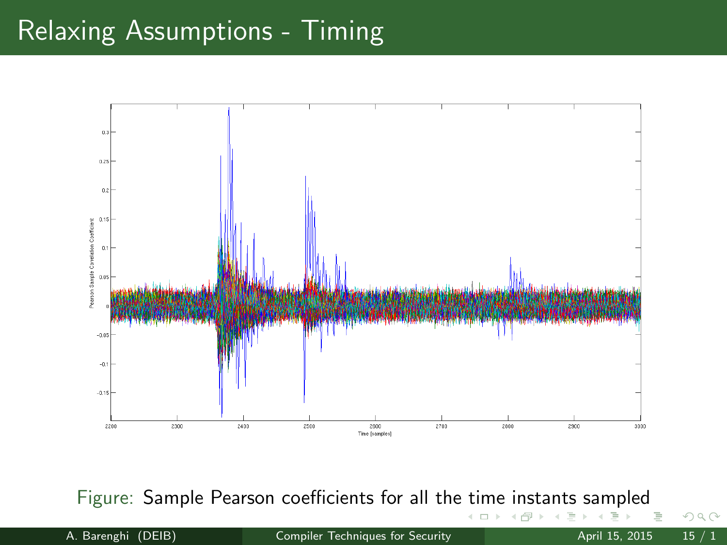# Relaxing Assumptions - Timing

Pearson Sample Correlation Coefficient

0.3
0.25
0.2
0.15
0.1
0.05
0
-0.05
-0.1
-0.15

2200
2300
2400
2500
2600
2700
2800
2900
3000

Time [samples]

Figure: Sample Pearson coefficients for all the time instants sampled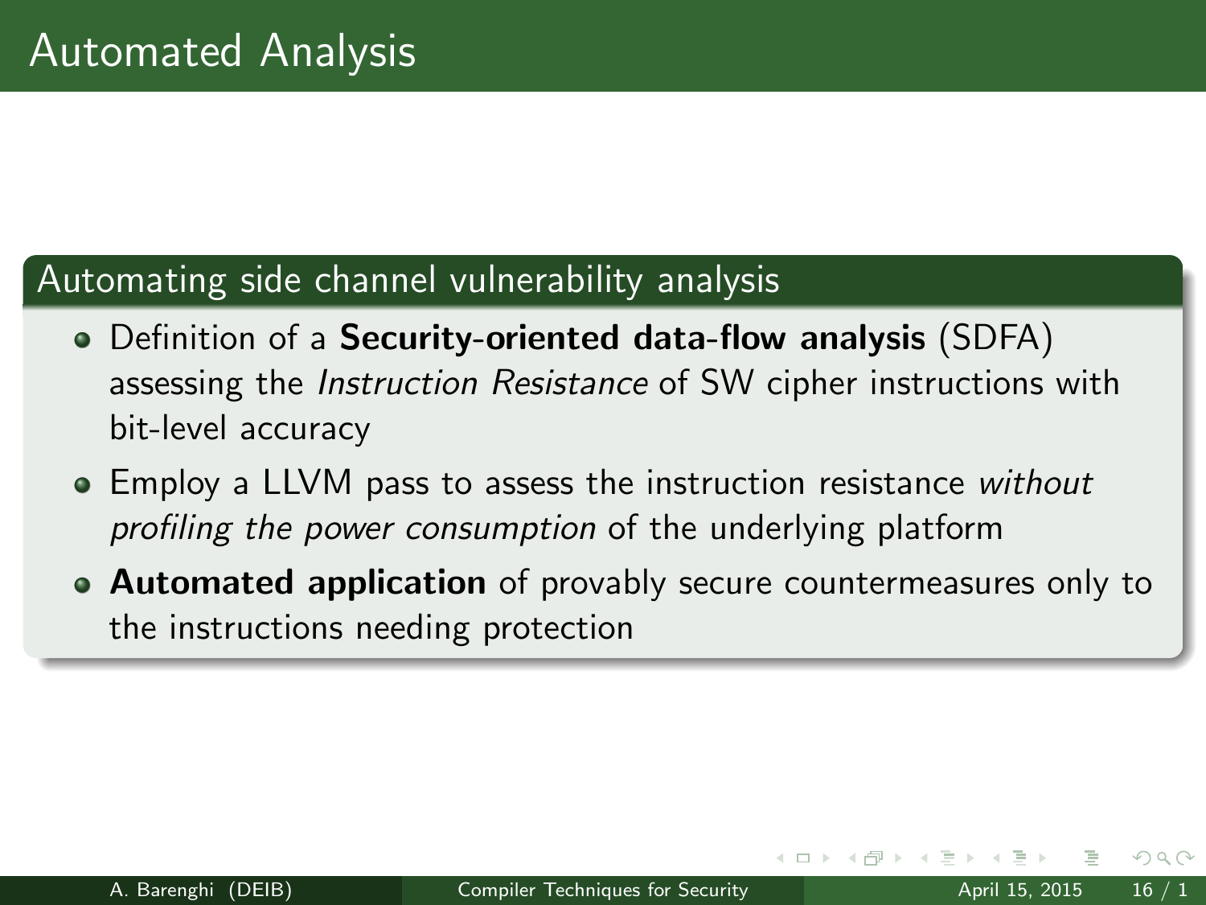# Automated Analysis

## Automating side channel vulnerability analysis

- Definition of a **Security-oriented data-flow analysis** (SDFA) assessing the *Instruction Resistance* of SW cipher instructions with bit-level accuracy
- Employ a LLVM pass to assess the instruction resistance *without profiling the power consumption* of the underlying platform
- **Automated application** of provably secure countermeasures only to the instructions needing protection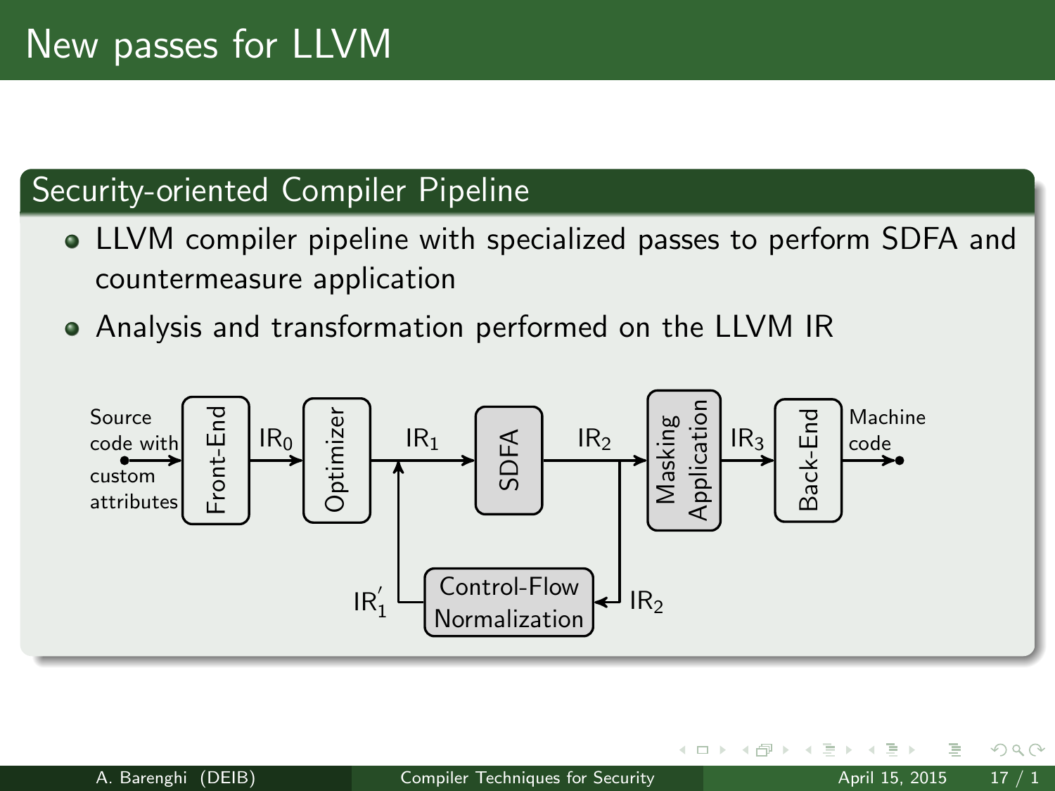# New passes for LLVM

## Security-oriented Compiler Pipeline

- LLVM compiler pipeline with specialized passes to perform SDFA and countermeasure application
- Analysis and transformation performed on the LLVM IR

Source code with custom attributes

Front-End

$IR_0$

Optimizer

$IR_1$

SDFA

$IR_2$

Masking Application

$IR_3$

Back-End

Machine code

Control-Flow Normalization

$IR_1'$

$IR_2$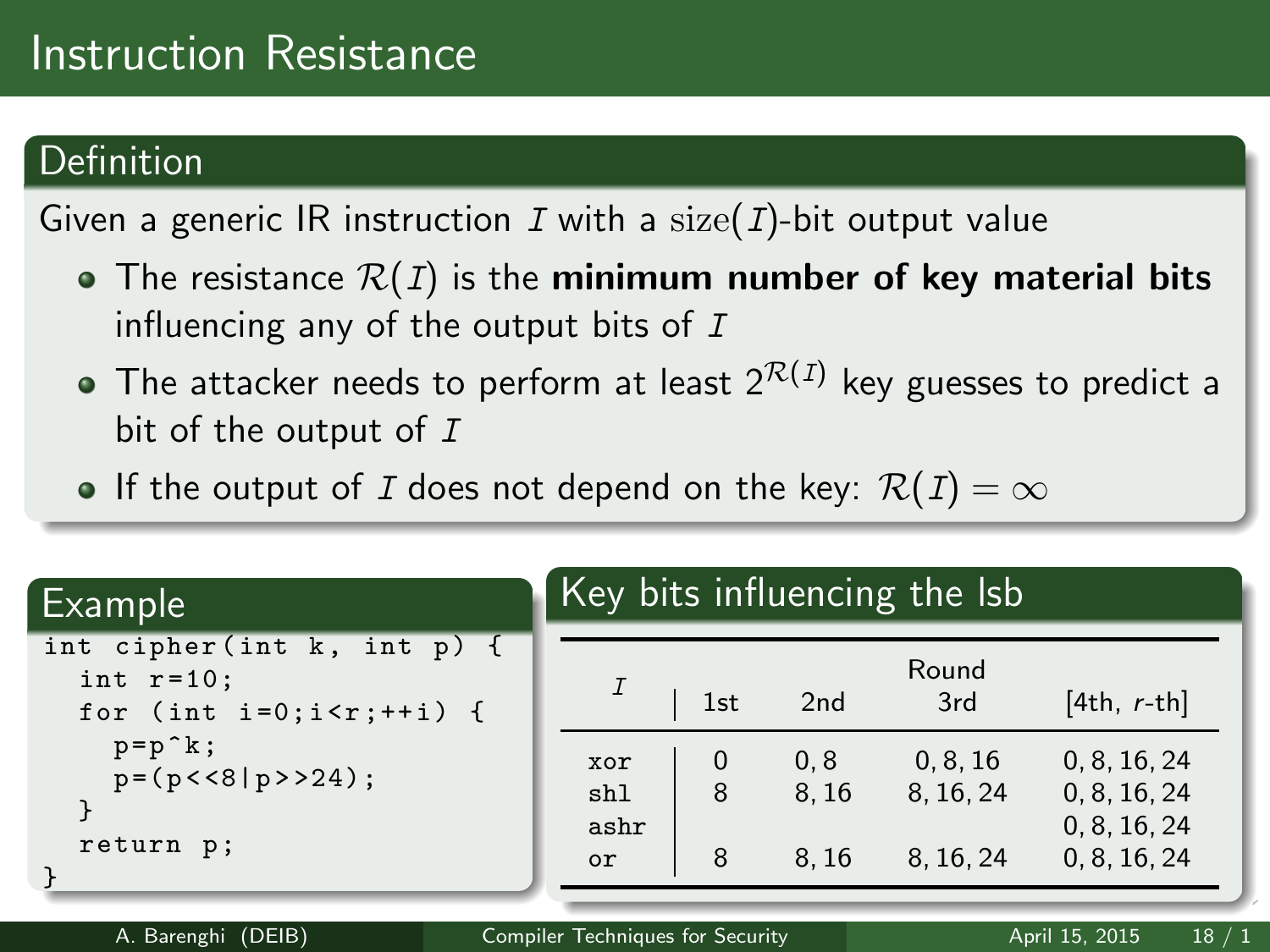# Instruction Resistance

## Definition

Given a generic IR instruction $I$ with a $\text{size}(I)$-bit output value

- The resistance $\mathcal{R}(I)$ is the **minimum number of key material bits** influencing any of the output bits of $I$
- The attacker needs to perform at least $2^{\mathcal{R}(I)}$ key guesses to predict a bit of the output of $I$
- If the output of $I$ does not depend on the key: $\mathcal{R}(I) = \infty$

## Example

```
int cipher(int k, int p) {
  int r=10;
  for (int i=0;i<r;++i) {
    p=p^k;
    p=(p<<8|p>>24);
  }
  return p;
}
```

## Key bits influencing the lsb

| $I$ | Round 1st | 2nd | 3rd | [4th, $r$-th] |
|---|---|---|---|---|
| xor | 0 | 0, 8 | 0, 8, 16 | 0, 8, 16, 24 |
| shl | 8 | 8, 16 | 8, 16, 24 | 0, 8, 16, 24 |
| ashr | | | | 0, 8, 16, 24 |
| or | 8 | 8, 16 | 8, 16, 24 | 0, 8, 16, 24 |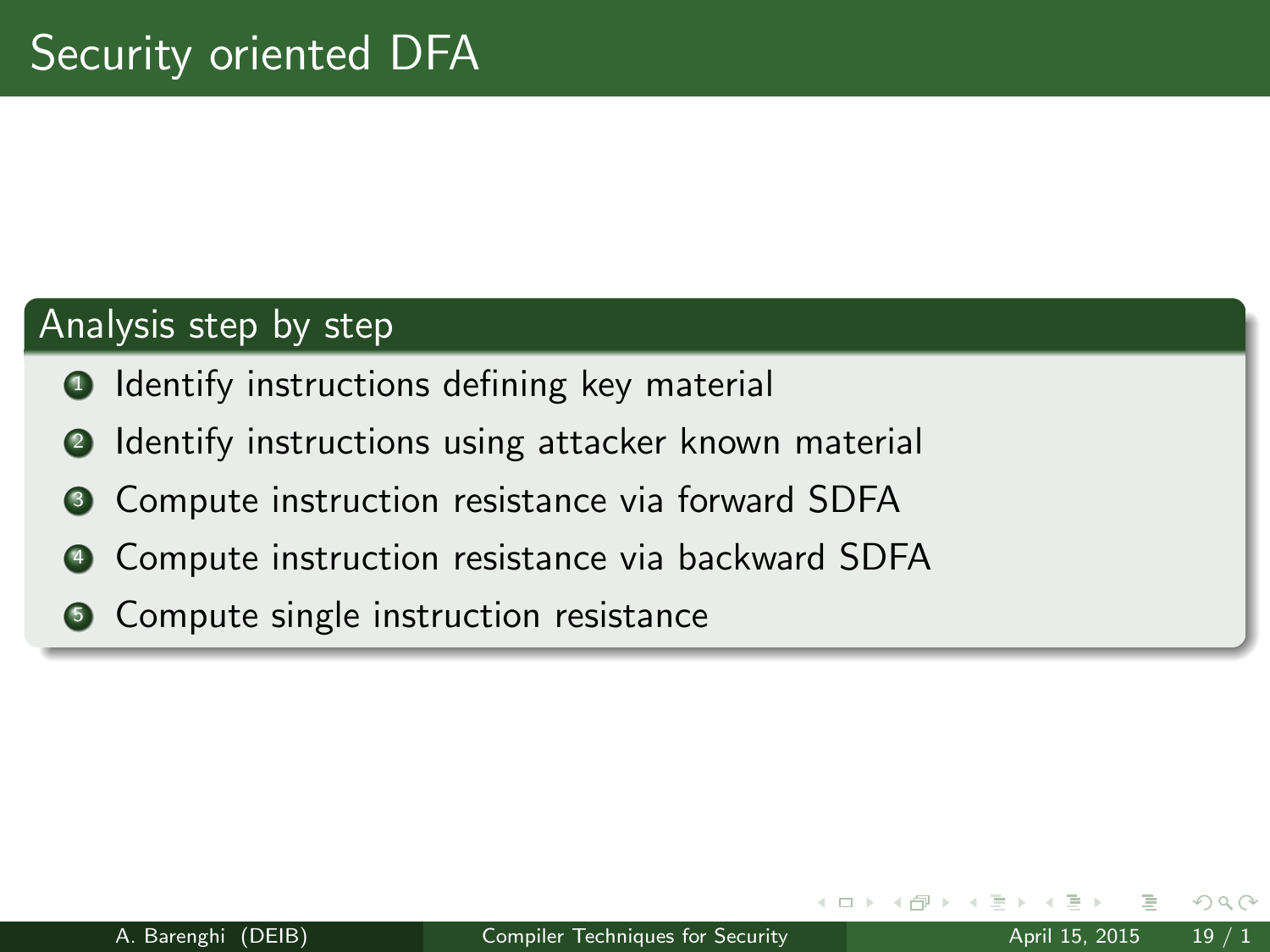# Security oriented DFA

## Analysis step by step

1. Identify instructions defining key material
2. Identify instructions using attacker known material
3. Compute instruction resistance via forward SDFA
4. Compute instruction resistance via backward SDFA
5. Compute single instruction resistance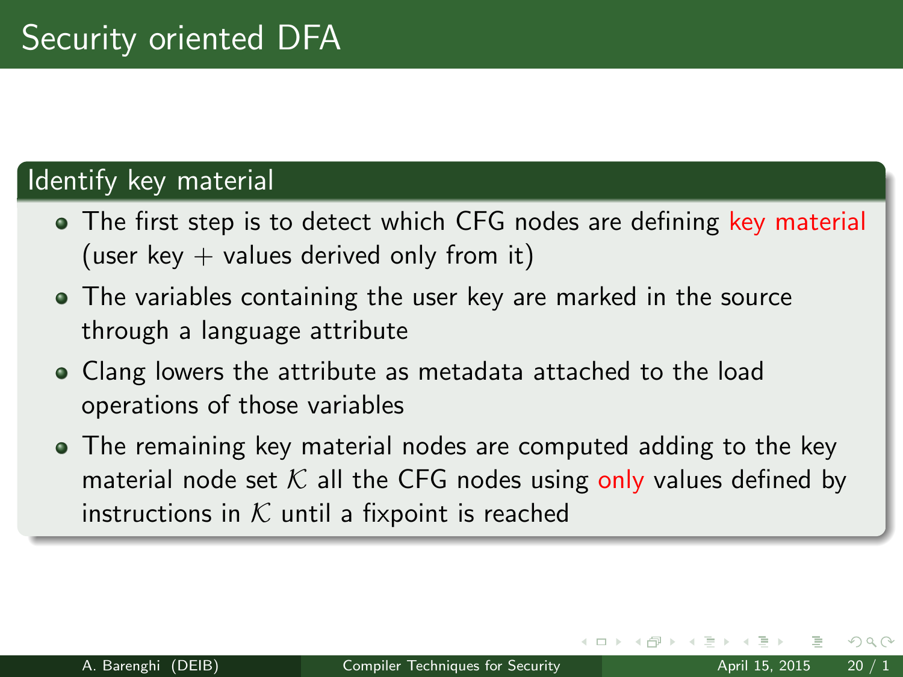# Security oriented DFA

## Identify key material

- The first step is to detect which CFG nodes are defining key material (user key + values derived only from it)
- The variables containing the user key are marked in the source through a language attribute
- Clang lowers the attribute as metadata attached to the load operations of those variables
- The remaining key material nodes are computed adding to the key material node set $\mathcal{K}$ all the CFG nodes using only values defined by instructions in $\mathcal{K}$ until a fixpoint is reached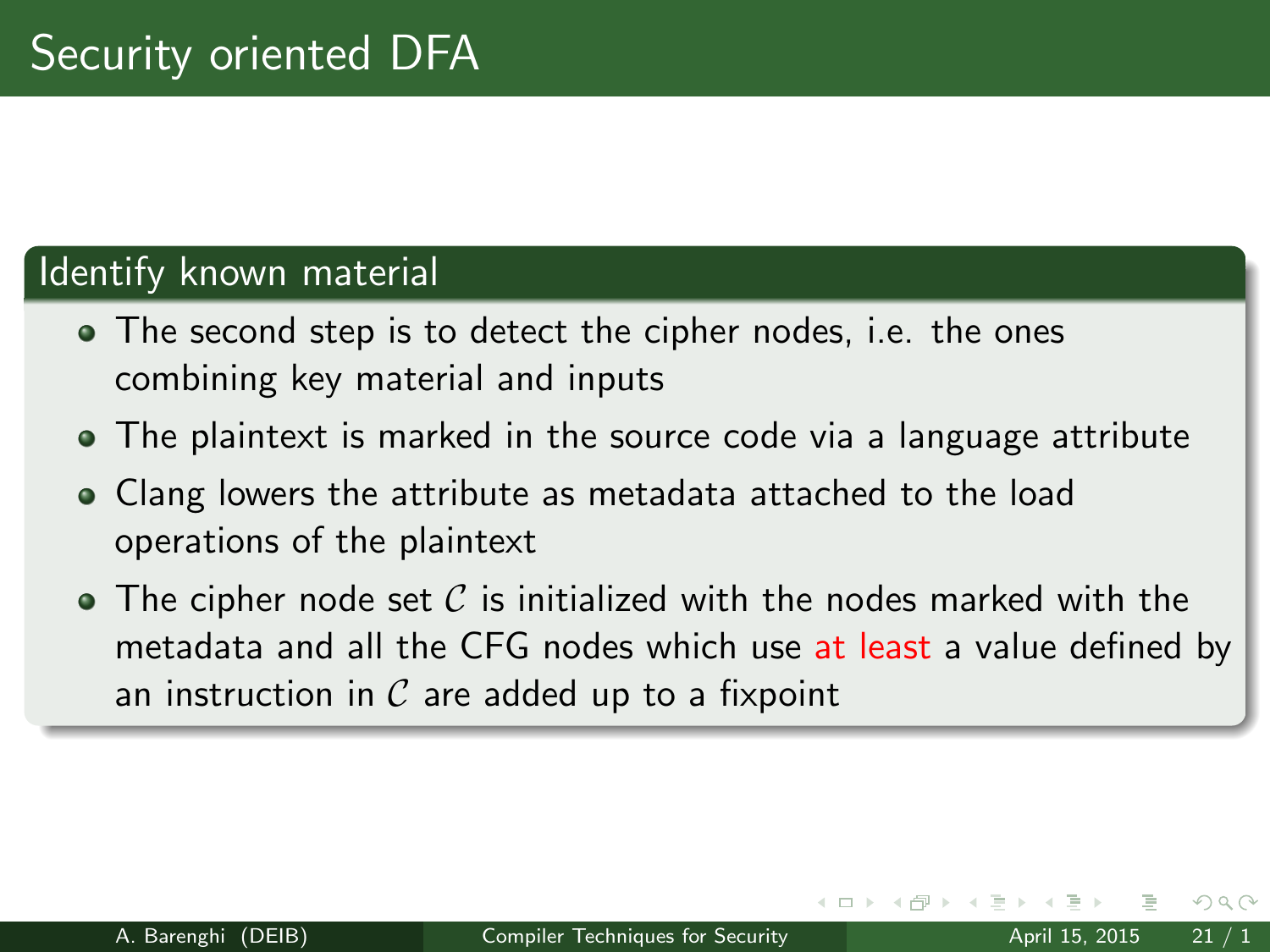# Security oriented DFA

## Identify known material

- The second step is to detect the cipher nodes, i.e. the ones combining key material and inputs
- The plaintext is marked in the source code via a language attribute
- Clang lowers the attribute as metadata attached to the load operations of the plaintext
- The cipher node set $\mathcal{C}$ is initialized with the nodes marked with the metadata and all the CFG nodes which use at least a value defined by an instruction in $\mathcal{C}$ are added up to a fixpoint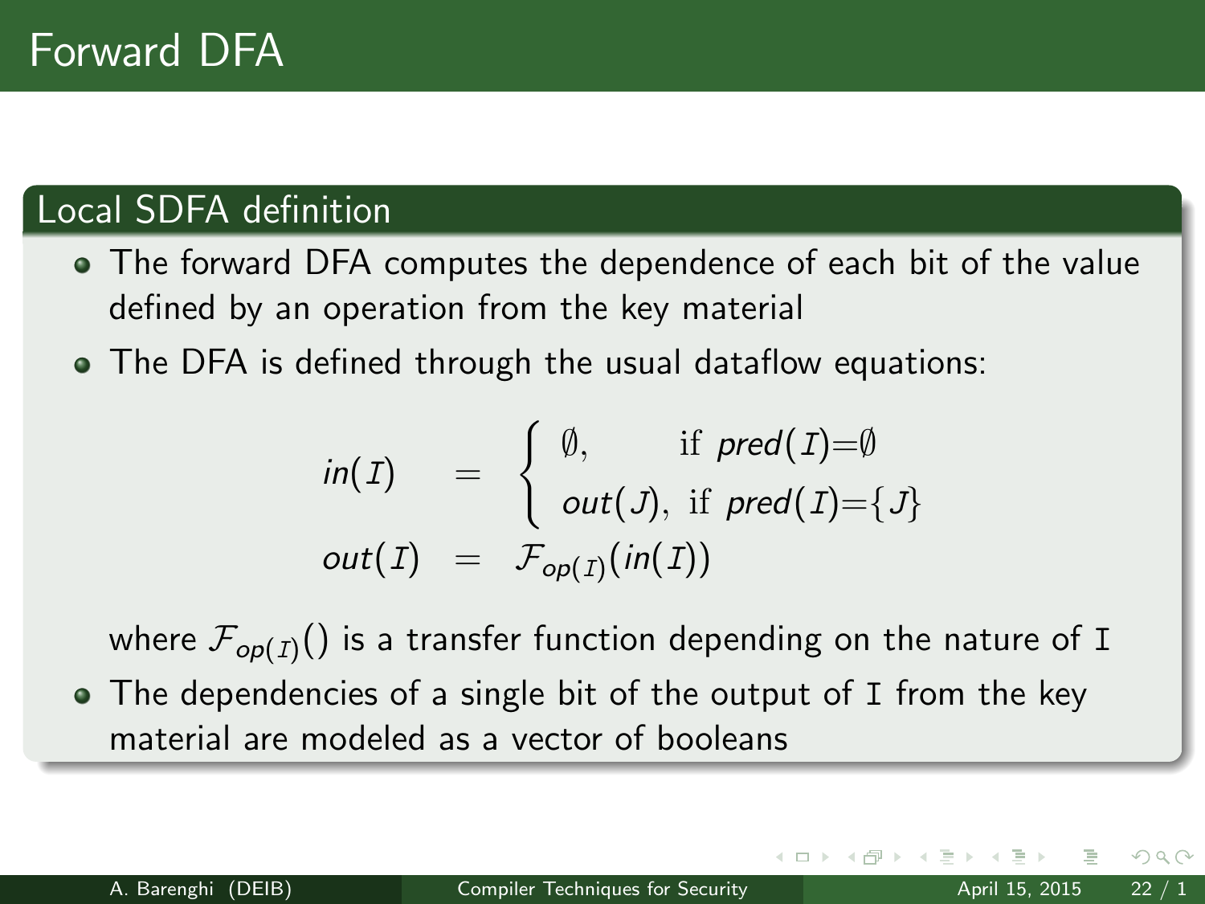# Forward DFA

## Local SDFA definition

- The forward DFA computes the dependence of each bit of the value defined by an operation from the key material
- The DFA is defined through the usual dataflow equations:

$$
\begin{aligned}
in(\mathtt{I}) &= \begin{cases} \emptyset, & \text{if } pred(\mathtt{I}) = \emptyset \\ out(\mathtt{J}), & \text{if } pred(\mathtt{I}) = \{\mathtt{J}\} \end{cases} \\
out(\mathtt{I}) &= \mathcal{F}_{op(\mathtt{I})}(in(\mathtt{I}))
\end{aligned}
$$

  where $\mathcal{F}_{op(\mathtt{I})}()$ is a transfer function depending on the nature of I
- The dependencies of a single bit of the output of I from the key material are modeled as a vector of booleans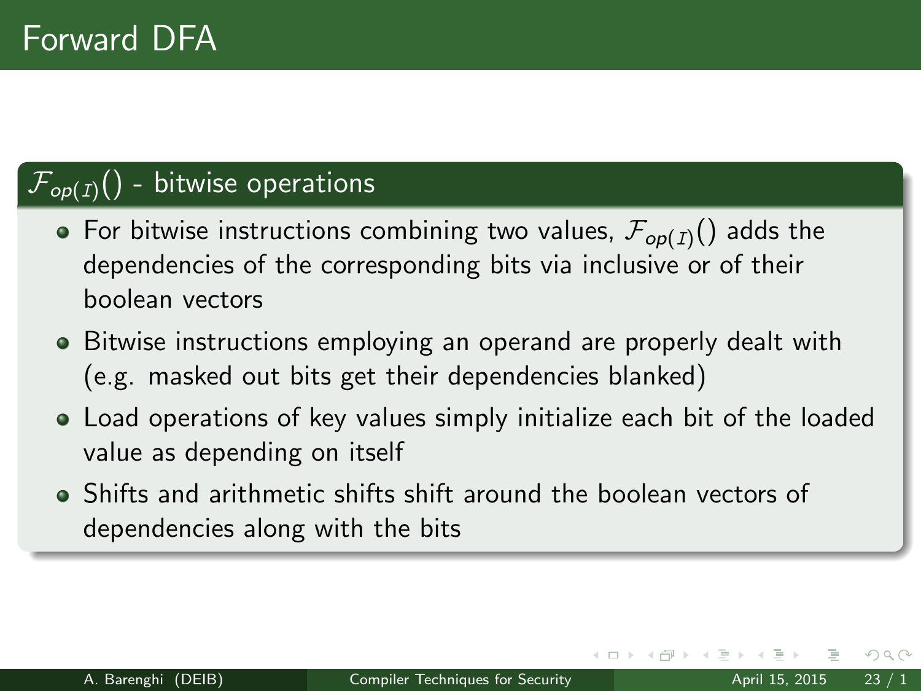# Forward DFA

## $\mathcal{F}_{op(\mathcal{I})}()$ - bitwise operations

- For bitwise instructions combining two values, $\mathcal{F}_{op(\mathcal{I})}()$ adds the dependencies of the corresponding bits via inclusive or of their boolean vectors
- Bitwise instructions employing an operand are properly dealt with (e.g. masked out bits get their dependencies blanked)
- Load operations of key values simply initialize each bit of the loaded value as depending on itself
- Shifts and arithmetic shifts shift around the boolean vectors of dependencies along with the bits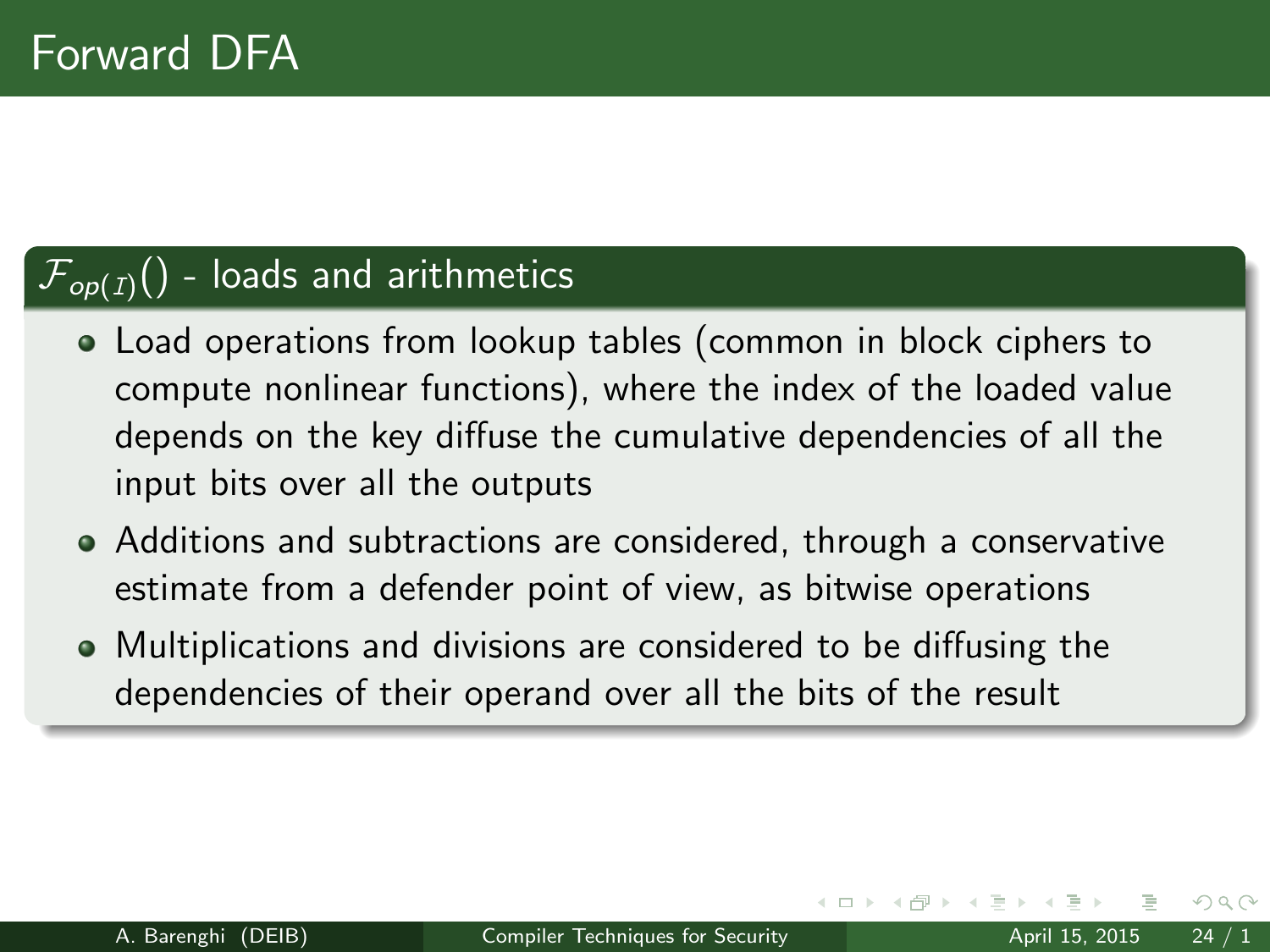# Forward DFA

## $\mathcal{F}_{op(\mathcal{I})}()$ - loads and arithmetics

- Load operations from lookup tables (common in block ciphers to compute nonlinear functions), where the index of the loaded value depends on the key diffuse the cumulative dependencies of all the input bits over all the outputs
- Additions and subtractions are considered, through a conservative estimate from a defender point of view, as bitwise operations
- Multiplications and divisions are considered to be diffusing the dependencies of their operand over all the bits of the result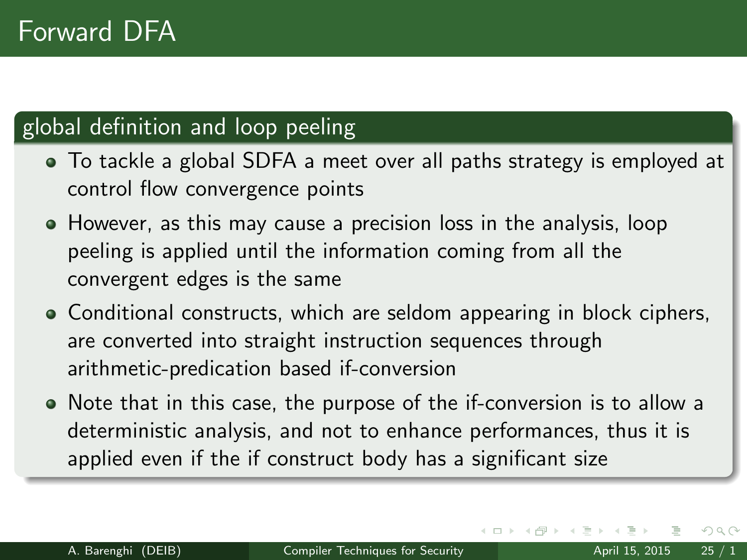# Forward DFA

## global definition and loop peeling

- To tackle a global SDFA a meet over all paths strategy is employed at control flow convergence points
- However, as this may cause a precision loss in the analysis, loop peeling is applied until the information coming from all the convergent edges is the same
- Conditional constructs, which are seldom appearing in block ciphers, are converted into straight instruction sequences through arithmetic-predication based if-conversion
- Note that in this case, the purpose of the if-conversion is to allow a deterministic analysis, and not to enhance performances, thus it is applied even if the if construct body has a significant size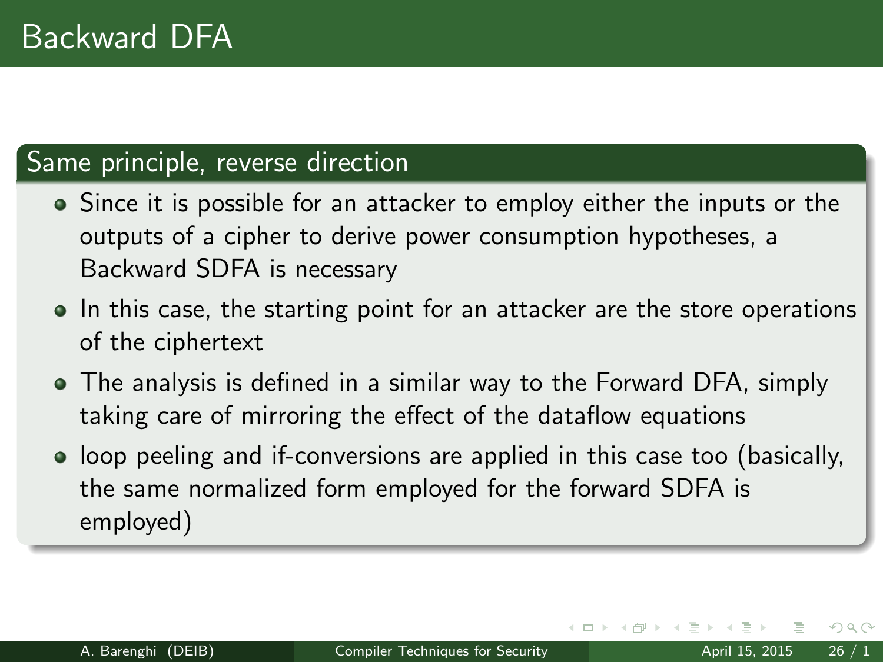# Backward DFA

## Same principle, reverse direction

- Since it is possible for an attacker to employ either the inputs or the outputs of a cipher to derive power consumption hypotheses, a Backward SDFA is necessary
- In this case, the starting point for an attacker are the store operations of the ciphertext
- The analysis is defined in a similar way to the Forward DFA, simply taking care of mirroring the effect of the dataflow equations
- loop peeling and if-conversions are applied in this case too (basically, the same normalized form employed for the forward SDFA is employed)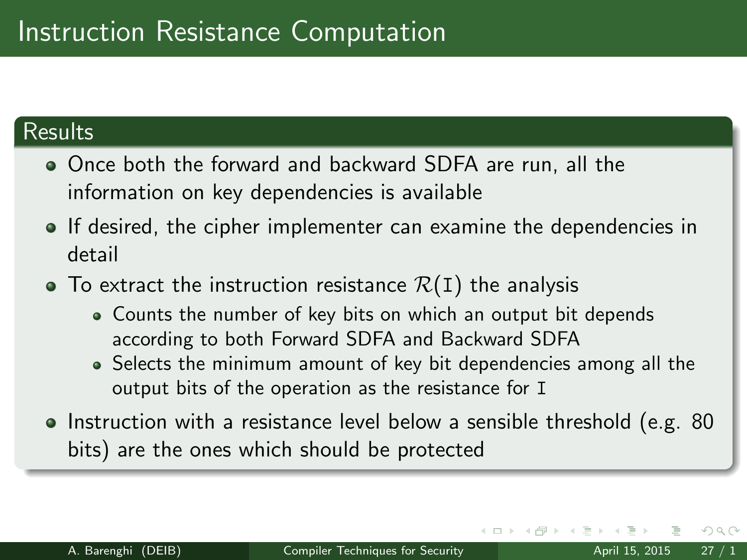# Instruction Resistance Computation

## Results

- Once both the forward and backward SDFA are run, all the information on key dependencies is available
- If desired, the cipher implementer can examine the dependencies in detail
- To extract the instruction resistance $\mathcal{R}(\mathtt{I})$ the analysis
  - Counts the number of key bits on which an output bit depends according to both Forward SDFA and Backward SDFA
  - Selects the minimum amount of key bit dependencies among all the output bits of the operation as the resistance for `I`
- Instruction with a resistance level below a sensible threshold (e.g. 80 bits) are the ones which should be protected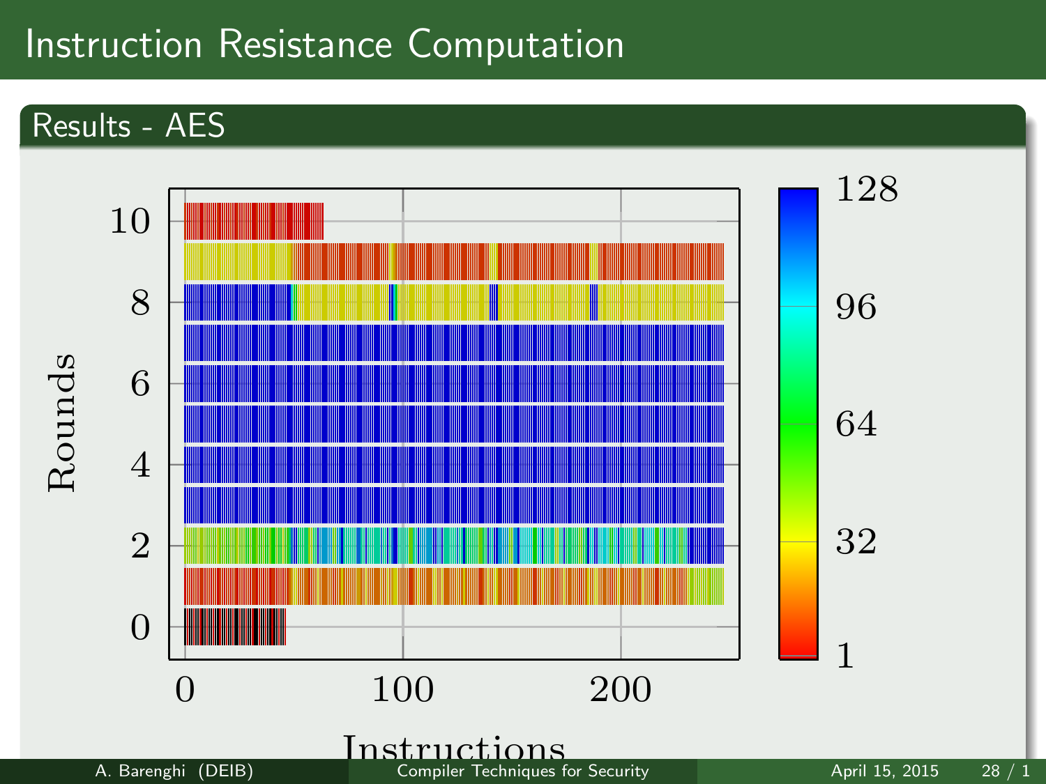# Instruction Resistance Computation

## Results - AES

Rounds

10

8

6

4

2

0

0

100

200

Instructions

128

96

64

32

1